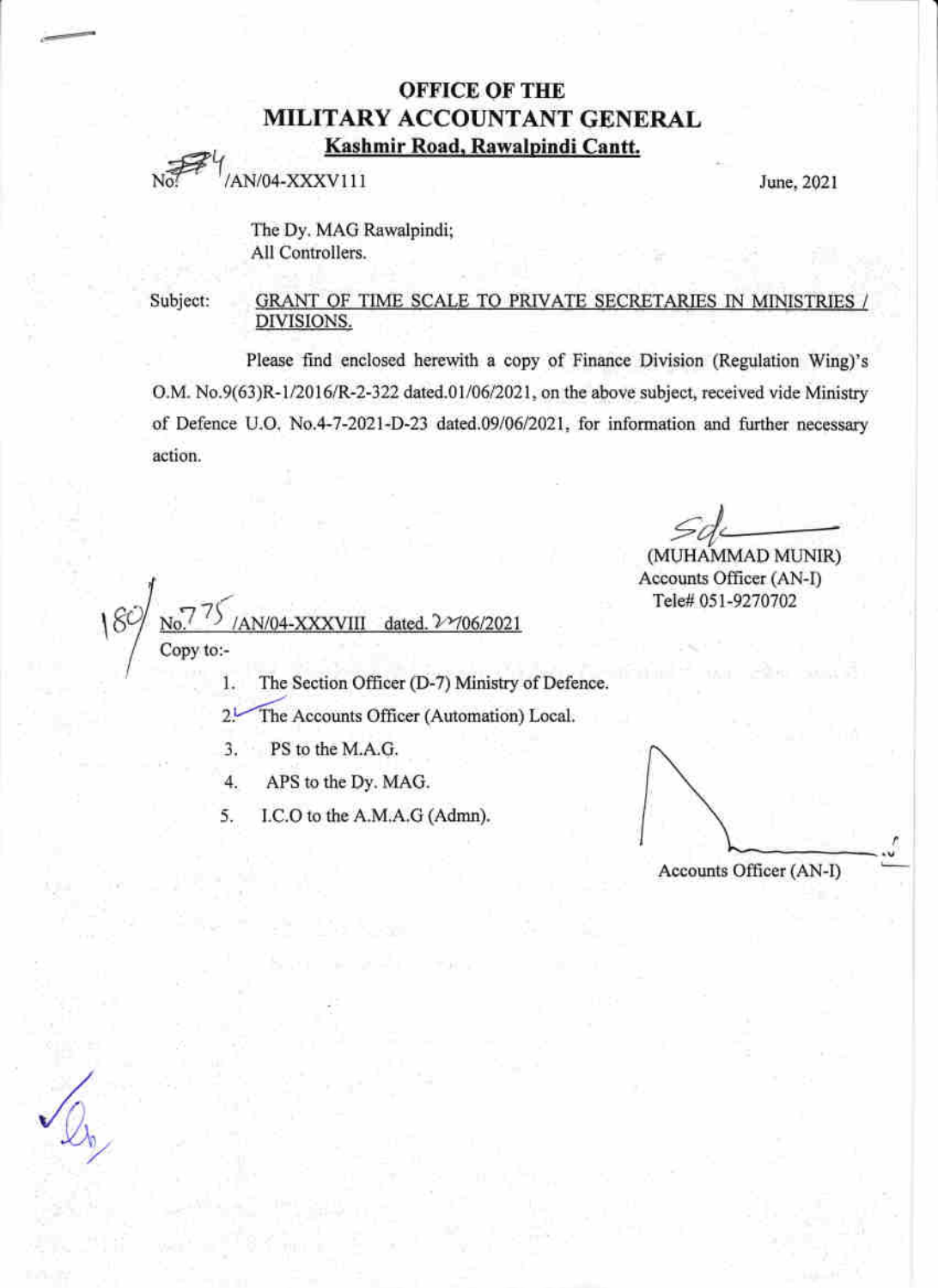# OFFICE OF THE
# MILITARY ACCOUNTANT GENERAL
**Kashmir Road, Rawalpindi Cantt.**

No. 774 /AN/04-XXXV111 June, 2021

The Dy. MAG Rawalpindi;
All Controllers.

Subject: GRANT OF TIME SCALE TO PRIVATE SECRETARIES IN MINISTRIES / DIVISIONS.

Please find enclosed herewith a copy of Finance Division (Regulation Wing)'s O.M. No.9(63)R-1/2016/R-2-322 dated.01/06/2021, on the above subject, received vide Ministry of Defence U.O. No.4-7-2021-D-23 dated.09/06/2021, for information and further necessary action.

Sd/-
(MUHAMMAD MUNIR)
Accounts Officer (AN-I)
Tele# 051-9270702

No. 775 /AN/04-XXXVIII dated. 22/06/2021

Copy to:-

1. The Section Officer (D-7) Ministry of Defence.
2. The Accounts Officer (Automation) Local.
3. PS to the M.A.G.
4. APS to the Dy. MAG.
5. I.C.O to the A.M.A.G (Admn).

Accounts Officer (AN-I)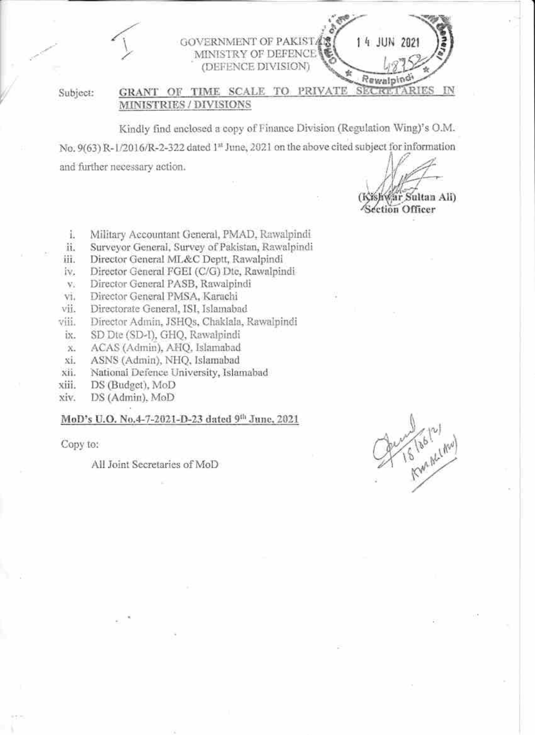GOVERNMENT OF PAKISTAN
MINISTRY OF DEFENCE
(DEFENCE DIVISION)

14 JUN 2021

Rawalpindi

Subject: **GRANT OF TIME SCALE TO PRIVATE SECRETARIES IN MINISTRIES / DIVISIONS**

Kindly find enclosed a copy of Finance Division (Regulation Wing)'s O.M. No. 9(63) R-1/2016/R-2-322 dated 1st June, 2021 on the above cited subject for information and further necessary action.

(Kishwar Sultan Ali)
Section Officer

i. Military Accountant General, PMAD, Rawalpindi
ii. Surveyor General, Survey of Pakistan, Rawalpindi
iii. Director General ML&C Deptt, Rawalpindi
iv. Director General FGEI (C/G) Dte, Rawalpindi
v. Director General PASB, Rawalpindi
vi. Director General PMSA, Karachi
vii. Directorate General, ISI, Islamabad
viii. Director Admin, JSHQs, Chaklala, Rawalpindi
ix. SD Dte (SD-I), GHQ, Rawalpindi
x. ACAS (Admin), AHQ, Islamabad
xi. ASNS (Admin), NHQ, Islamabad
xii. National Defence University, Islamabad
xiii. DS (Budget), MoD
xiv. DS (Admin), MoD

**MoD's U.O. No.4-7-2021-D-23 dated 9th June, 2021**

Copy to:

All Joint Secretaries of MoD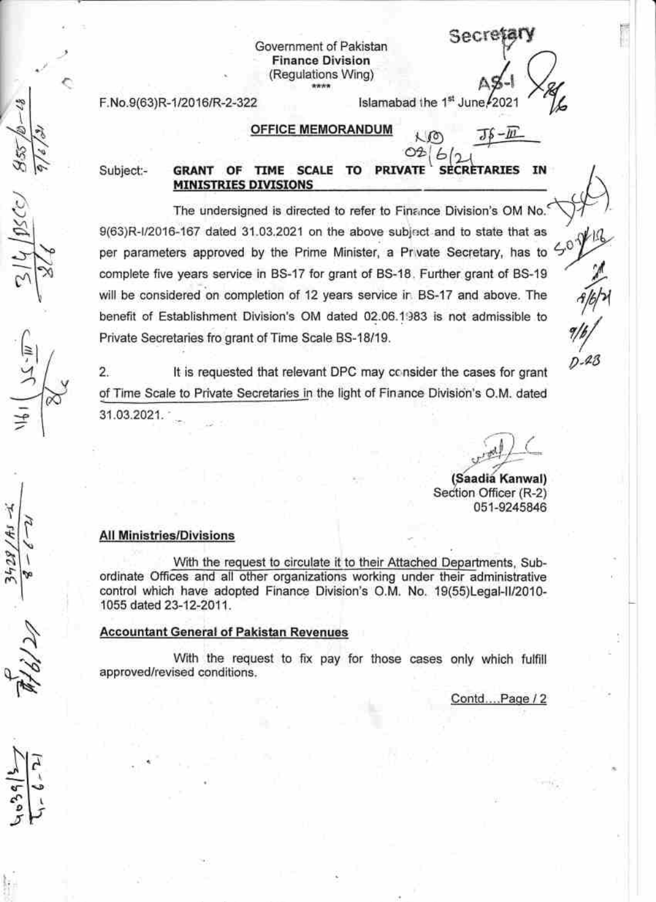Government of Pakistan
**Finance Division**
(Regulations Wing)

\*\*\*\*

F.No.9(63)R-1/2016/R-2-322 Islamabad the 1st June, 2021

**OFFICE MEMORANDUM**

Subject:- **GRANT OF TIME SCALE TO PRIVATE SECRETARIES IN MINISTRIES DIVISIONS**

The undersigned is directed to refer to Finance Division's OM No. 9(63)R-I/2016-167 dated 31.03.2021 on the above subject and to state that as per parameters approved by the Prime Minister, a Private Secretary, has to complete five years service in BS-17 for grant of BS-18. Further grant of BS-19 will be considered on completion of 12 years service in BS-17 and above. The benefit of Establishment Division's OM dated 02.06.1983 is not admissible to Private Secretaries fro grant of Time Scale BS-18/19.

2. It is requested that relevant DPC may consider the cases for grant of Time Scale to Private Secretaries in the light of Finance Division's O.M. dated 31.03.2021.

**(Saadia Kanwal)**
Section Officer (R-2)
051-9245846

**All Ministries/Divisions**

With the request to circulate it to their Attached Departments, Subordinate Offices and all other organizations working under their administrative control which have adopted Finance Division's O.M. No. 19(55)Legal-II/2010-1055 dated 23-12-2011.

**Accountant General of Pakistan Revenues**

With the request to fix pay for those cases only which fulfill approved/revised conditions.

Contd....Page / 2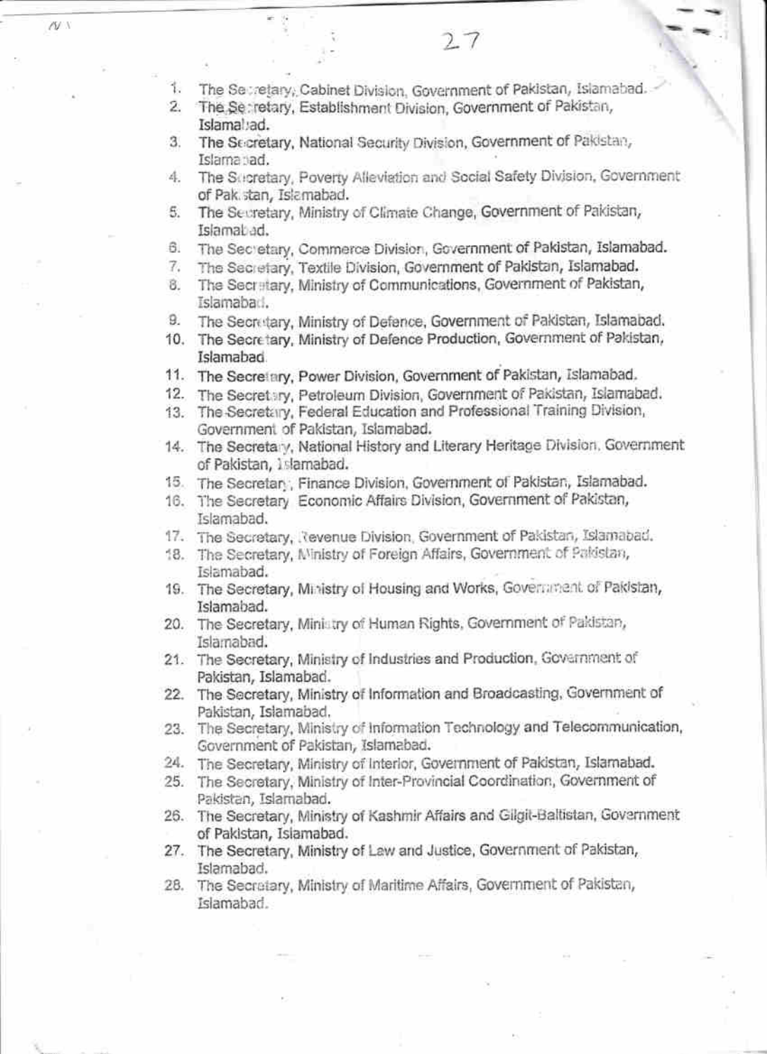1. The Secretary, Cabinet Division, Government of Pakistan, Islamabad.
2. The Secretary, Establishment Division, Government of Pakistan, Islamabad.
3. The Secretary, National Security Division, Government of Pakistan, Islamabad.
4. The Secretary, Poverty Alleviation and Social Safety Division, Government of Pakistan, Islamabad.
5. The Secretary, Ministry of Climate Change, Government of Pakistan, Islamabad.
6. The Secretary, Commerce Division, Government of Pakistan, Islamabad.
7. The Secretary, Textile Division, Government of Pakistan, Islamabad.
8. The Secretary, Ministry of Communications, Government of Pakistan, Islamabad.
9. The Secretary, Ministry of Defence, Government of Pakistan, Islamabad.
10. The Secretary, Ministry of Defence Production, Government of Pakistan, Islamabad.
11. The Secretary, Power Division, Government of Pakistan, Islamabad.
12. The Secretary, Petroleum Division, Government of Pakistan, Islamabad.
13. The Secretary, Federal Education and Professional Training Division, Government of Pakistan, Islamabad.
14. The Secretary, National History and Literary Heritage Division, Government of Pakistan, Islamabad.
15. The Secretary, Finance Division, Government of Pakistan, Islamabad.
16. The Secretary Economic Affairs Division, Government of Pakistan, Islamabad.
17. The Secretary, Revenue Division, Government of Pakistan, Islamabad.
18. The Secretary, Ministry of Foreign Affairs, Government of Pakistan, Islamabad.
19. The Secretary, Ministry of Housing and Works, Government of Pakistan, Islamabad.
20. The Secretary, Ministry of Human Rights, Government of Pakistan, Islamabad.
21. The Secretary, Ministry of Industries and Production, Government of Pakistan, Islamabad.
22. The Secretary, Ministry of Information and Broadcasting, Government of Pakistan, Islamabad.
23. The Secretary, Ministry of Information Technology and Telecommunication, Government of Pakistan, Islamabad.
24. The Secretary, Ministry of Interior, Government of Pakistan, Islamabad.
25. The Secretary, Ministry of Inter-Provincial Coordination, Government of Pakistan, Islamabad.
26. The Secretary, Ministry of Kashmir Affairs and Gilgit-Baltistan, Government of Pakistan, Islamabad.
27. The Secretary, Ministry of Law and Justice, Government of Pakistan, Islamabad.
28. The Secretary, Ministry of Maritime Affairs, Government of Pakistan, Islamabad.